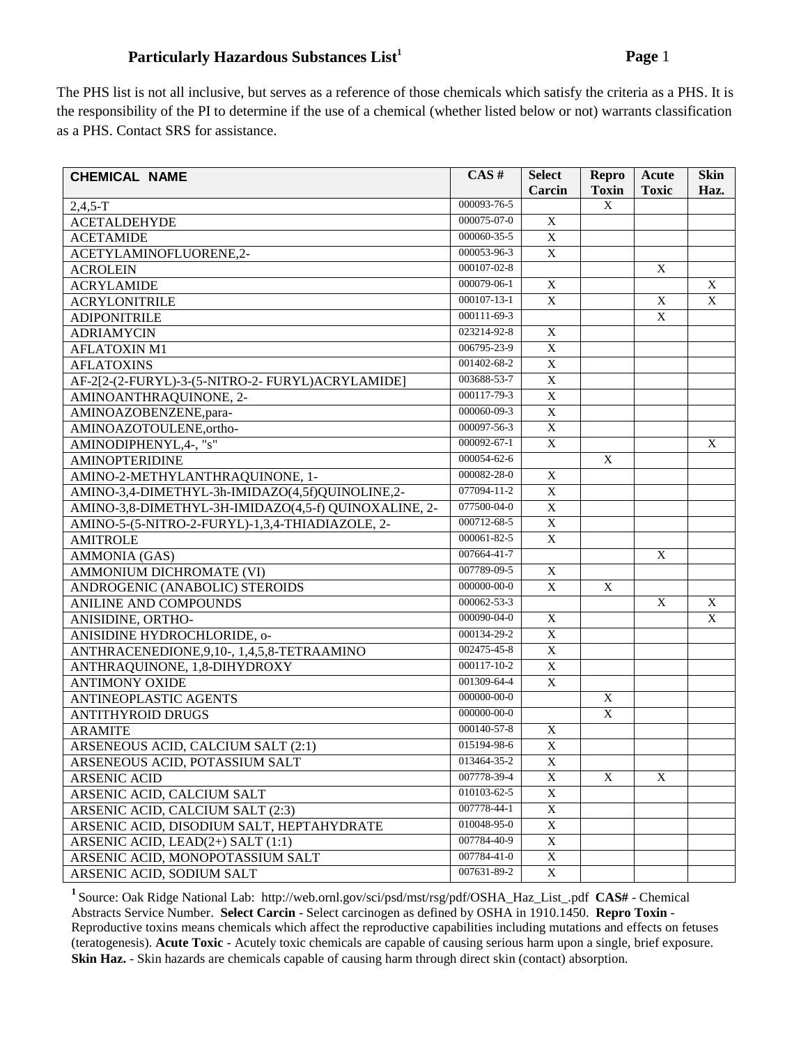# Particularly Hazardous Substances List[1]

The PHS list is not all inclusive, but serves as a reference of those chemicals which satisfy the criteria as a PHS. It is the responsibility of the PI to determine if the use of a chemical (whether listed below or not) warrants classification as a PHS. Contact SRS for assistance.

| CHEMICAL NAME | CAS # | Select Carcin | Repro Toxin | Acute Toxic | Skin Haz. |
|---|---|---|---|---|---|
| 2,4,5-T | 000093-76-5 | | X | | |
| ACETALDEHYDE | 000075-07-0 | X | | | |
| ACETAMIDE | 000060-35-5 | X | | | |
| ACETYLAMINOFLUORENE,2- | 000053-96-3 | X | | | |
| ACROLEIN | 000107-02-8 | | | X | |
| ACRYLAMIDE | 000079-06-1 | X | | | X |
| ACRYLONITRILE | 000107-13-1 | X | | X | X |
| ADIPONITRILE | 000111-69-3 | | | X | |
| ADRIAMYCIN | 023214-92-8 | X | | | |
| AFLATOXIN M1 | 006795-23-9 | X | | | |
| AFLATOXINS | 001402-68-2 | X | | | |
| AF-2[2-(2-FURYL)-3-(5-NITRO-2- FURYL)ACRYLAMIDE] | 003688-53-7 | X | | | |
| AMINOANTHRAQUINONE, 2- | 000117-79-3 | X | | | |
| AMINOAZOBENZENE,para- | 000060-09-3 | X | | | |
| AMINOAZOTOULENE,ortho- | 000097-56-3 | X | | | |
| AMINODIPHENYL,4-, "s" | 000092-67-1 | X | | | X |
| AMINOPTERIDINE | 000054-62-6 | | X | | |
| AMINO-2-METHYLANTHRAQUINONE, 1- | 000082-28-0 | X | | | |
| AMINO-3,4-DIMETHYL-3h-IMIDAZO(4,5f)QUINOLINE,2- | 077094-11-2 | X | | | |
| AMINO-3,8-DIMETHYL-3H-IMIDAZO(4,5-f) QUINOXALINE, 2- | 077500-04-0 | X | | | |
| AMINO-5-(5-NITRO-2-FURYL)-1,3,4-THIADIAZOLE, 2- | 000712-68-5 | X | | | |
| AMITROLE | 000061-82-5 | X | | | |
| AMMONIA (GAS) | 007664-41-7 | | | X | |
| AMMONIUM DICHROMATE (VI) | 007789-09-5 | X | | | |
| ANDROGENIC (ANABOLIC) STEROIDS | 000000-00-0 | X | X | | |
| ANILINE AND COMPOUNDS | 000062-53-3 | | | X | X |
| ANISIDINE, ORTHO- | 000090-04-0 | X | | | X |
| ANISIDINE HYDROCHLORIDE, o- | 000134-29-2 | X | | | |
| ANTHRACENEDIONE,9,10-, 1,4,5,8-TETRAAMINO | 002475-45-8 | X | | | |
| ANTHRAQUINONE, 1,8-DIHYDROXY | 000117-10-2 | X | | | |
| ANTIMONY OXIDE | 001309-64-4 | X | | | |
| ANTINEOPLASTIC AGENTS | 000000-00-0 | | X | | |
| ANTITHYROID DRUGS | 000000-00-0 | | X | | |
| ARAMITE | 000140-57-8 | X | | | |
| ARSENEOUS ACID, CALCIUM SALT (2:1) | 015194-98-6 | X | | | |
| ARSENEOUS ACID, POTASSIUM SALT | 013464-35-2 | X | | | |
| ARSENIC ACID | 007778-39-4 | X | X | X | |
| ARSENIC ACID, CALCIUM SALT | 010103-62-5 | X | | | |
| ARSENIC ACID, CALCIUM SALT (2:3) | 007778-44-1 | X | | | |
| ARSENIC ACID, DISODIUM SALT, HEPTAHYDRATE | 010048-95-0 | X | | | |
| ARSENIC ACID, LEAD(2+) SALT (1:1) | 007784-40-9 | X | | | |
| ARSENIC ACID, MONOPOTASSIUM SALT | 007784-41-0 | X | | | |
| ARSENIC ACID, SODIUM SALT | 007631-89-2 | X | | | |

[1] Source: Oak Ridge National Lab: http://web.ornl.gov/sci/psd/mst/rsg/pdf/OSHA_Haz_List_.pdf **CAS#** - Chemical Abstracts Service Number. **Select Carcin** - Select carcinogen as defined by OSHA in 1910.1450. **Repro Toxin** - Reproductive toxins means chemicals which affect the reproductive capabilities including mutations and effects on fetuses (teratogenesis). **Acute Toxic** - Acutely toxic chemicals are capable of causing serious harm upon a single, brief exposure. **Skin Haz.** - Skin hazards are chemicals capable of causing harm through direct skin (contact) absorption.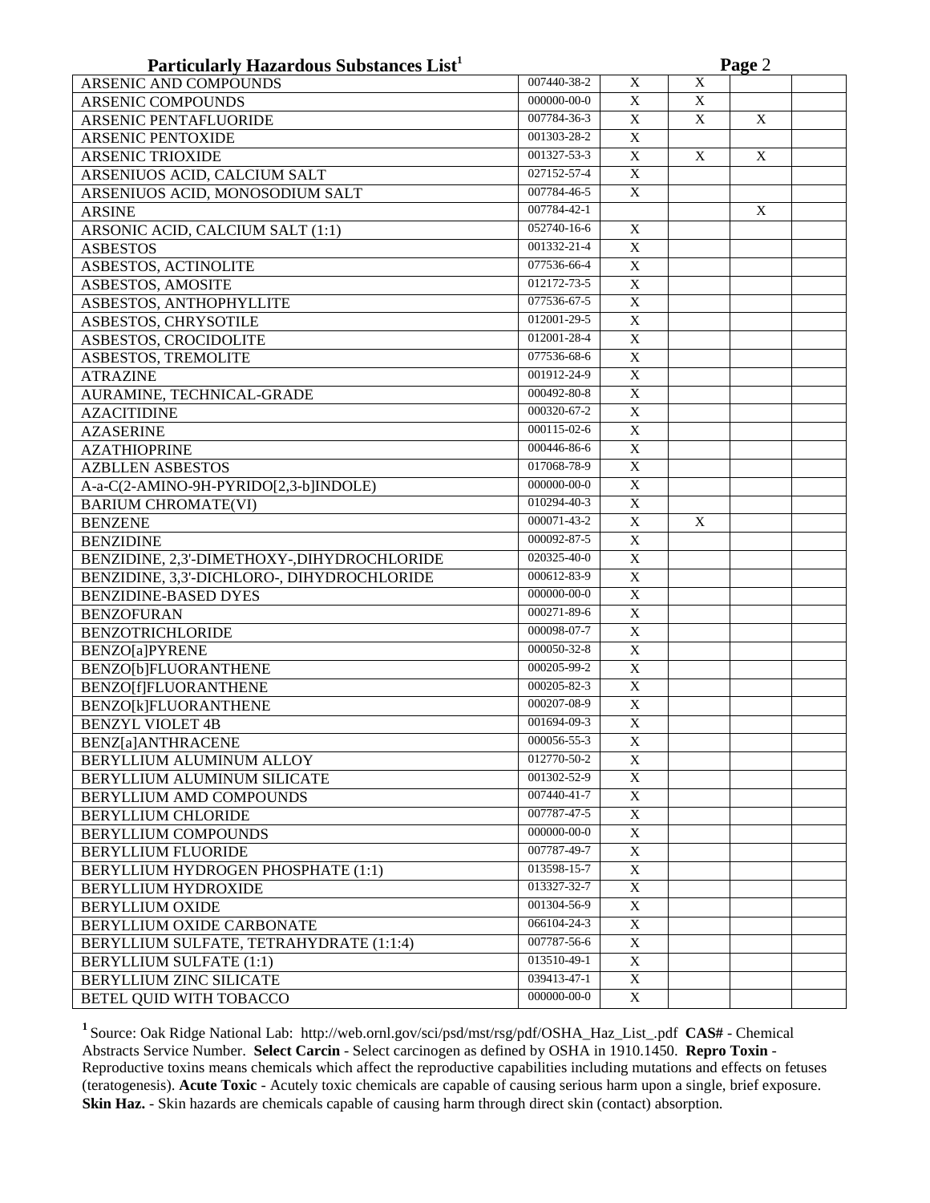# Particularly Hazardous Substances List[1]

| | | | | | |
|---|---|---|---|---|---|
| ARSENIC AND COMPOUNDS | 007440-38-2 | X | X | | |
| ARSENIC COMPOUNDS | 000000-00-0 | X | X | | |
| ARSENIC PENTAFLUORIDE | 007784-36-3 | X | X | X | |
| ARSENIC PENTOXIDE | 001303-28-2 | X | | | |
| ARSENIC TRIOXIDE | 001327-53-3 | X | X | X | |
| ARSENIUOS ACID, CALCIUM SALT | 027152-57-4 | X | | | |
| ARSENIUOS ACID, MONOSODIUM SALT | 007784-46-5 | X | | | |
| ARSINE | 007784-42-1 | | | X | |
| ARSONIC ACID, CALCIUM SALT (1:1) | 052740-16-6 | X | | | |
| ASBESTOS | 001332-21-4 | X | | | |
| ASBESTOS, ACTINOLITE | 077536-66-4 | X | | | |
| ASBESTOS, AMOSITE | 012172-73-5 | X | | | |
| ASBESTOS, ANTHOPHYLLITE | 077536-67-5 | X | | | |
| ASBESTOS, CHRYSOTILE | 012001-29-5 | X | | | |
| ASBESTOS, CROCIDOLITE | 012001-28-4 | X | | | |
| ASBESTOS, TREMOLITE | 077536-68-6 | X | | | |
| ATRAZINE | 001912-24-9 | X | | | |
| AURAMINE, TECHNICAL-GRADE | 000492-80-8 | X | | | |
| AZACITIDINE | 000320-67-2 | X | | | |
| AZASERINE | 000115-02-6 | X | | | |
| AZATHIOPRINE | 000446-86-6 | X | | | |
| AZBLLEN ASBESTOS | 017068-78-9 | X | | | |
| A-a-C(2-AMINO-9H-PYRIDO[2,3-b]INDOLE) | 000000-00-0 | X | | | |
| BARIUM CHROMATE(VI) | 010294-40-3 | X | | | |
| BENZENE | 000071-43-2 | X | X | | |
| BENZIDINE | 000092-87-5 | X | | | |
| BENZIDINE, 2,3'-DIMETHOXY-,DIHYDROCHLORIDE | 020325-40-0 | X | | | |
| BENZIDINE, 3,3'-DICHLORO-, DIHYDROCHLORIDE | 000612-83-9 | X | | | |
| BENZIDINE-BASED DYES | 000000-00-0 | X | | | |
| BENZOFURAN | 000271-89-6 | X | | | |
| BENZOTRICHLORIDE | 000098-07-7 | X | | | |
| BENZO[a]PYRENE | 000050-32-8 | X | | | |
| BENZO[b]FLUORANTHENE | 000205-99-2 | X | | | |
| BENZO[f]FLUORANTHENE | 000205-82-3 | X | | | |
| BENZO[k]FLUORANTHENE | 000207-08-9 | X | | | |
| BENZYL VIOLET 4B | 001694-09-3 | X | | | |
| BENZ[a]ANTHRACENE | 000056-55-3 | X | | | |
| BERYLLIUM ALUMINUM ALLOY | 012770-50-2 | X | | | |
| BERYLLIUM ALUMINUM SILICATE | 001302-52-9 | X | | | |
| BERYLLIUM AMD COMPOUNDS | 007440-41-7 | X | | | |
| BERYLLIUM CHLORIDE | 007787-47-5 | X | | | |
| BERYLLIUM COMPOUNDS | 000000-00-0 | X | | | |
| BERYLLIUM FLUORIDE | 007787-49-7 | X | | | |
| BERYLLIUM HYDROGEN PHOSPHATE (1:1) | 013598-15-7 | X | | | |
| BERYLLIUM HYDROXIDE | 013327-32-7 | X | | | |
| BERYLLIUM OXIDE | 001304-56-9 | X | | | |
| BERYLLIUM OXIDE CARBONATE | 066104-24-3 | X | | | |
| BERYLLIUM SULFATE, TETRAHYDRATE (1:1:4) | 007787-56-6 | X | | | |
| BERYLLIUM SULFATE (1:1) | 013510-49-1 | X | | | |
| BERYLLIUM ZINC SILICATE | 039413-47-1 | X | | | |
| BETEL QUID WITH TOBACCO | 000000-00-0 | X | | | |

[1] Source: Oak Ridge National Lab: http://web.ornl.gov/sci/psd/mst/rsg/pdf/OSHA_Haz_List_.pdf **CAS#** - Chemical Abstracts Service Number. **Select Carcin** - Select carcinogen as defined by OSHA in 1910.1450. **Repro Toxin** - Reproductive toxins means chemicals which affect the reproductive capabilities including mutations and effects on fetuses (teratogenesis). **Acute Toxic** - Acutely toxic chemicals are capable of causing serious harm upon a single, brief exposure. **Skin Haz.** - Skin hazards are chemicals capable of causing harm through direct skin (contact) absorption.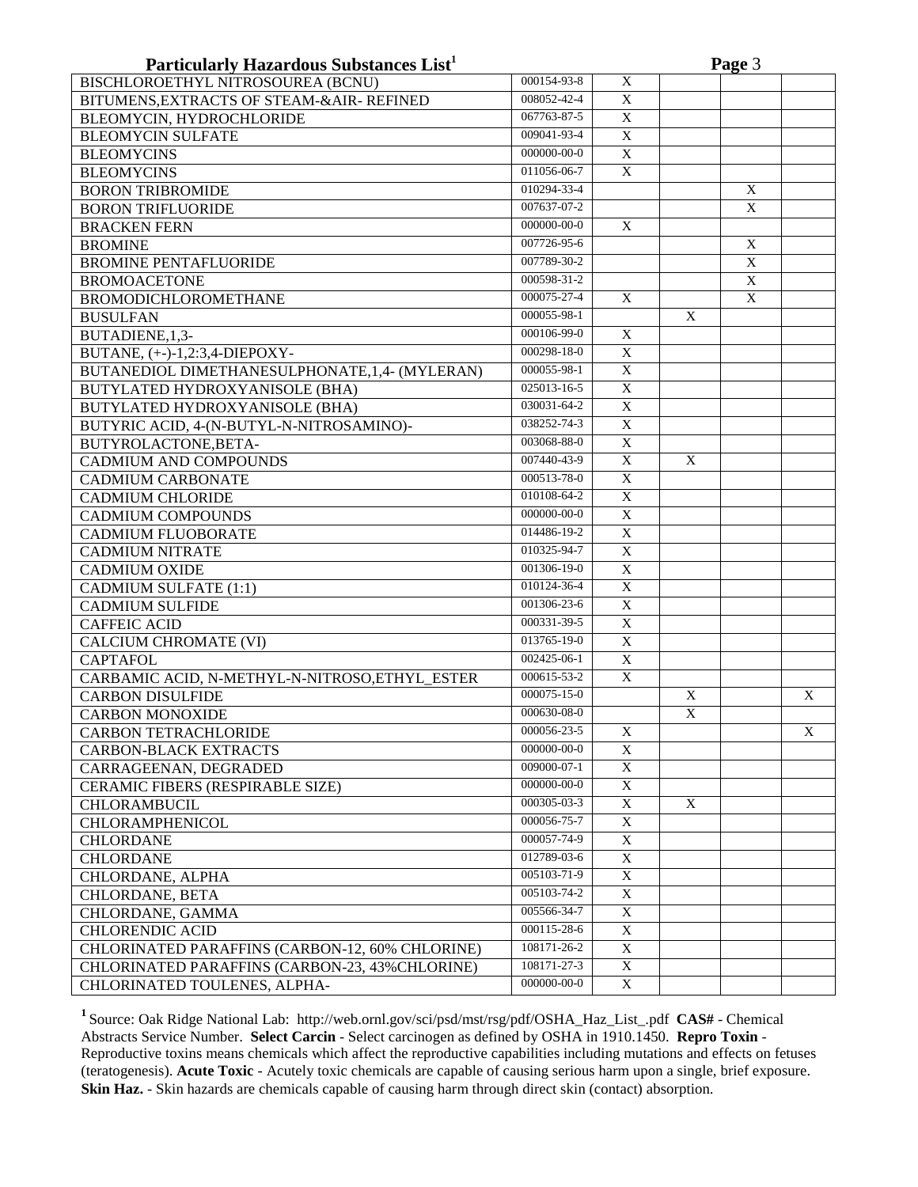## Particularly Hazardous Substances List[1]

| | | | | | |
|---|---|---|---|---|---|
| BISCHLOROETHYL NITROSOUREA (BCNU) | 000154-93-8 | X | | | |
| BITUMENS,EXTRACTS OF STEAM-&AIR- REFINED | 008052-42-4 | X | | | |
| BLEOMYCIN, HYDROCHLORIDE | 067763-87-5 | X | | | |
| BLEOMYCIN SULFATE | 009041-93-4 | X | | | |
| BLEOMYCINS | 000000-00-0 | X | | | |
| BLEOMYCINS | 011056-06-7 | X | | | |
| BORON TRIBROMIDE | 010294-33-4 | | | X | |
| BORON TRIFLUORIDE | 007637-07-2 | | | X | |
| BRACKEN FERN | 000000-00-0 | X | | | |
| BROMINE | 007726-95-6 | | | X | |
| BROMINE PENTAFLUORIDE | 007789-30-2 | | | X | |
| BROMOACETONE | 000598-31-2 | | | X | |
| BROMODICHLOROMETHANE | 000075-27-4 | X | | X | |
| BUSULFAN | 000055-98-1 | | X | | |
| BUTADIENE,1,3- | 000106-99-0 | X | | | |
| BUTANE, (+-)-1,2:3,4-DIEPOXY- | 000298-18-0 | X | | | |
| BUTANEDIOL DIMETHANESULPHONATE,1,4- (MYLERAN) | 000055-98-1 | X | | | |
| BUTYLATED HYDROXYANISOLE (BHA) | 025013-16-5 | X | | | |
| BUTYLATED HYDROXYANISOLE (BHA) | 030031-64-2 | X | | | |
| BUTYRIC ACID, 4-(N-BUTYL-N-NITROSAMINO)- | 038252-74-3 | X | | | |
| BUTYROLACTONE,BETA- | 003068-88-0 | X | | | |
| CADMIUM AND COMPOUNDS | 007440-43-9 | X | X | | |
| CADMIUM CARBONATE | 000513-78-0 | X | | | |
| CADMIUM CHLORIDE | 010108-64-2 | X | | | |
| CADMIUM COMPOUNDS | 000000-00-0 | X | | | |
| CADMIUM FLUOBORATE | 014486-19-2 | X | | | |
| CADMIUM NITRATE | 010325-94-7 | X | | | |
| CADMIUM OXIDE | 001306-19-0 | X | | | |
| CADMIUM SULFATE (1:1) | 010124-36-4 | X | | | |
| CADMIUM SULFIDE | 001306-23-6 | X | | | |
| CAFFEIC ACID | 000331-39-5 | X | | | |
| CALCIUM CHROMATE (VI) | 013765-19-0 | X | | | |
| CAPTAFOL | 002425-06-1 | X | | | |
| CARBAMIC ACID, N-METHYL-N-NITROSO,ETHYL_ESTER | 000615-53-2 | X | | | |
| CARBON DISULFIDE | 000075-15-0 | | X | | X |
| CARBON MONOXIDE | 000630-08-0 | | X | | |
| CARBON TETRACHLORIDE | 000056-23-5 | X | | | X |
| CARBON-BLACK EXTRACTS | 000000-00-0 | X | | | |
| CARRAGEENAN, DEGRADED | 009000-07-1 | X | | | |
| CERAMIC FIBERS (RESPIRABLE SIZE) | 000000-00-0 | X | | | |
| CHLORAMBUCIL | 000305-03-3 | X | X | | |
| CHLORAMPHENICOL | 000056-75-7 | X | | | |
| CHLORDANE | 000057-74-9 | X | | | |
| CHLORDANE | 012789-03-6 | X | | | |
| CHLORDANE, ALPHA | 005103-71-9 | X | | | |
| CHLORDANE, BETA | 005103-74-2 | X | | | |
| CHLORDANE, GAMMA | 005566-34-7 | X | | | |
| CHLORENDIC ACID | 000115-28-6 | X | | | |
| CHLORINATED PARAFFINS (CARBON-12, 60% CHLORINE) | 108171-26-2 | X | | | |
| CHLORINATED PARAFFINS (CARBON-23, 43%CHLORINE) | 108171-27-3 | X | | | |
| CHLORINATED TOULENES, ALPHA- | 000000-00-0 | X | | | |

[1] Source: Oak Ridge National Lab: http://web.ornl.gov/sci/psd/mst/rsg/pdf/OSHA_Haz_List_.pdf **CAS#** - Chemical Abstracts Service Number. **Select Carcin** - Select carcinogen as defined by OSHA in 1910.1450. **Repro Toxin** - Reproductive toxins means chemicals which affect the reproductive capabilities including mutations and effects on fetuses (teratogenesis). **Acute Toxic** - Acutely toxic chemicals are capable of causing serious harm upon a single, brief exposure. **Skin Haz.** - Skin hazards are chemicals capable of causing harm through direct skin (contact) absorption.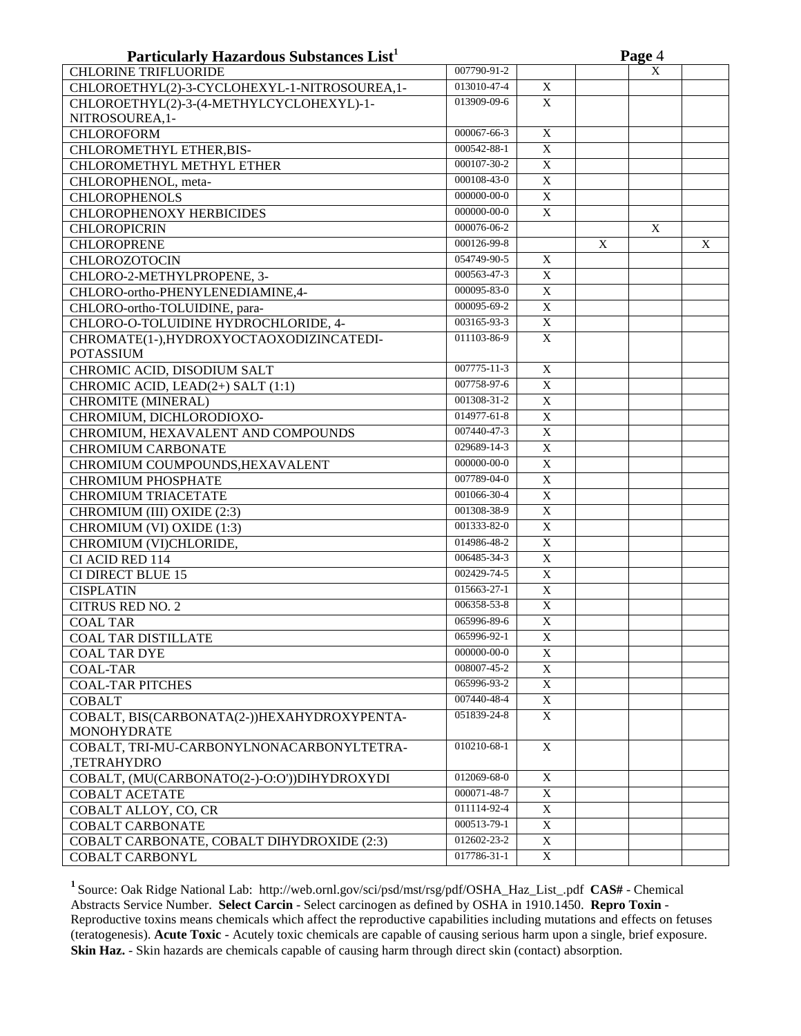## Particularly Hazardous Substances List[1]

| | | | | | |
|---|---|---|---|---|---|
| CHLORINE TRIFLUORIDE | 007790-91-2 | | | X | |
| CHLOROETHYL(2)-3-CYCLOHEXYL-1-NITROSOUREA,1- | 013010-47-4 | X | | | |
| CHLOROETHYL(2)-3-(4-METHYLCYCLOHEXYL)-1-NITROSOUREA,1- | 013909-09-6 | X | | | |
| CHLOROFORM | 000067-66-3 | X | | | |
| CHLOROMETHYL ETHER,BIS- | 000542-88-1 | X | | | |
| CHLOROMETHYL METHYL ETHER | 000107-30-2 | X | | | |
| CHLOROPHENOL, meta- | 000108-43-0 | X | | | |
| CHLOROPHENOLS | 000000-00-0 | X | | | |
| CHLOROPHENOXY HERBICIDES | 000000-00-0 | X | | | |
| CHLOROPICRIN | 000076-06-2 | | | X | |
| CHLOROPRENE | 000126-99-8 | | X | | X |
| CHLOROZOTOCIN | 054749-90-5 | X | | | |
| CHLORO-2-METHYLPROPENE, 3- | 000563-47-3 | X | | | |
| CHLORO-ortho-PHENYLENEDIAMINE,4- | 000095-83-0 | X | | | |
| CHLORO-ortho-TOLUIDINE, para- | 000095-69-2 | X | | | |
| CHLORO-O-TOLUIDINE HYDROCHLORIDE, 4- | 003165-93-3 | X | | | |
| CHROMATE(1-),HYDROXYOCTAOXODIZINCATEDI-POTASSIUM | 011103-86-9 | X | | | |
| CHROMIC ACID, DISODIUM SALT | 007775-11-3 | X | | | |
| CHROMIC ACID, LEAD(2+) SALT (1:1) | 007758-97-6 | X | | | |
| CHROMITE (MINERAL) | 001308-31-2 | X | | | |
| CHROMIUM, DICHLORODIOXO- | 014977-61-8 | X | | | |
| CHROMIUM, HEXAVALENT AND COMPOUNDS | 007440-47-3 | X | | | |
| CHROMIUM CARBONATE | 029689-14-3 | X | | | |
| CHROMIUM COUMPOUNDS,HEXAVALENT | 000000-00-0 | X | | | |
| CHROMIUM PHOSPHATE | 007789-04-0 | X | | | |
| CHROMIUM TRIACETATE | 001066-30-4 | X | | | |
| CHROMIUM (III) OXIDE (2:3) | 001308-38-9 | X | | | |
| CHROMIUM (VI) OXIDE (1:3) | 001333-82-0 | X | | | |
| CHROMIUM (VI)CHLORIDE, | 014986-48-2 | X | | | |
| CI ACID RED 114 | 006485-34-3 | X | | | |
| CI DIRECT BLUE 15 | 002429-74-5 | X | | | |
| CISPLATIN | 015663-27-1 | X | | | |
| CITRUS RED NO. 2 | 006358-53-8 | X | | | |
| COAL TAR | 065996-89-6 | X | | | |
| COAL TAR DISTILLATE | 065996-92-1 | X | | | |
| COAL TAR DYE | 000000-00-0 | X | | | |
| COAL-TAR | 008007-45-2 | X | | | |
| COAL-TAR PITCHES | 065996-93-2 | X | | | |
| COBALT | 007440-48-4 | X | | | |
| COBALT, BIS(CARBONATA(2-))HEXAHYDROXYPENTA-MONOHYDRATE | 051839-24-8 | X | | | |
| COBALT, TRI-MU-CARBONYLNONACARBONYLTETRA-,TETRAHYDRO | 010210-68-1 | X | | | |
| COBALT, (MU(CARBONATO(2-)-O:O'))DIHYDROXYDI | 012069-68-0 | X | | | |
| COBALT ACETATE | 000071-48-7 | X | | | |
| COBALT ALLOY, CO, CR | 011114-92-4 | X | | | |
| COBALT CARBONATE | 000513-79-1 | X | | | |
| COBALT CARBONATE, COBALT DIHYDROXIDE (2:3) | 012602-23-2 | X | | | |
| COBALT CARBONYL | 017786-31-1 | X | | | |

[1] Source: Oak Ridge National Lab: http://web.ornl.gov/sci/psd/mst/rsg/pdf/OSHA_Haz_List_.pdf **CAS#** - Chemical Abstracts Service Number. **Select Carcin** - Select carcinogen as defined by OSHA in 1910.1450. **Repro Toxin** - Reproductive toxins means chemicals which affect the reproductive capabilities including mutations and effects on fetuses (teratogenesis). **Acute Toxic** - Acutely toxic chemicals are capable of causing serious harm upon a single, brief exposure. **Skin Haz.** - Skin hazards are chemicals capable of causing harm through direct skin (contact) absorption.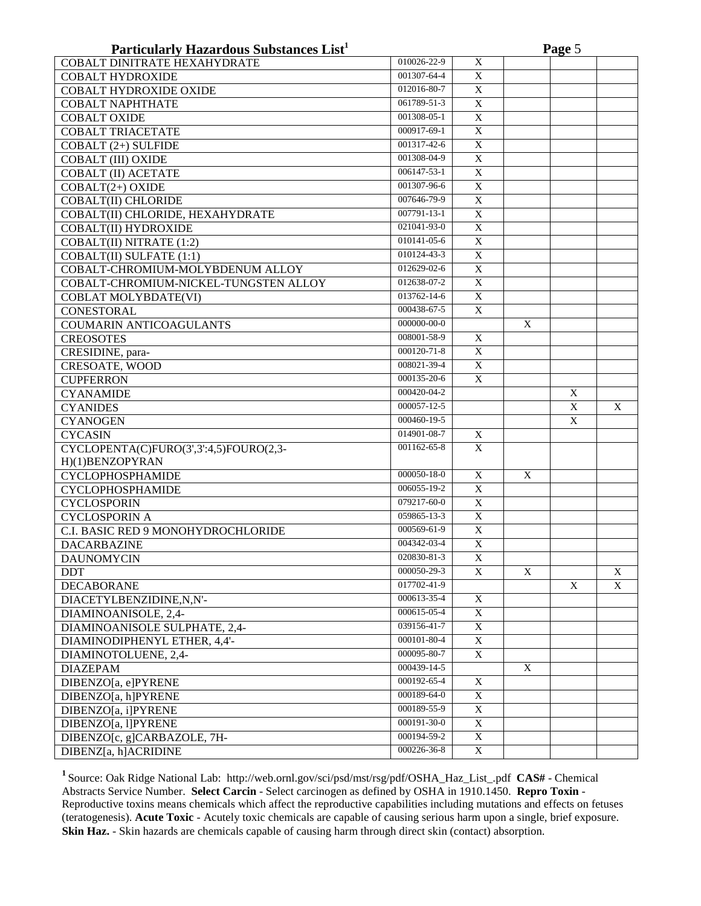## Particularly Hazardous Substances List[1]

| | | | | | |
|---|---|---|---|---|---|
| COBALT DINITRATE HEXAHYDRATE | 010026-22-9 | X | | | |
| COBALT HYDROXIDE | 001307-64-4 | X | | | |
| COBALT HYDROXIDE OXIDE | 012016-80-7 | X | | | |
| COBALT NAPHTHATE | 061789-51-3 | X | | | |
| COBALT OXIDE | 001308-05-1 | X | | | |
| COBALT TRIACETATE | 000917-69-1 | X | | | |
| COBALT (2+) SULFIDE | 001317-42-6 | X | | | |
| COBALT (III) OXIDE | 001308-04-9 | X | | | |
| COBALT (II) ACETATE | 006147-53-1 | X | | | |
| COBALT(2+) OXIDE | 001307-96-6 | X | | | |
| COBALT(II) CHLORIDE | 007646-79-9 | X | | | |
| COBALT(II) CHLORIDE, HEXAHYDRATE | 007791-13-1 | X | | | |
| COBALT(II) HYDROXIDE | 021041-93-0 | X | | | |
| COBALT(II) NITRATE (1:2) | 010141-05-6 | X | | | |
| COBALT(II) SULFATE (1:1) | 010124-43-3 | X | | | |
| COBALT-CHROMIUM-MOLYBDENUM ALLOY | 012629-02-6 | X | | | |
| COBALT-CHROMIUM-NICKEL-TUNGSTEN ALLOY | 012638-07-2 | X | | | |
| COBLAT MOLYBDATE(VI) | 013762-14-6 | X | | | |
| CONESTORAL | 000438-67-5 | X | | | |
| COUMARIN ANTICOAGULANTS | 000000-00-0 | | X | | |
| CREOSOTES | 008001-58-9 | X | | | |
| CRESIDINE, para- | 000120-71-8 | X | | | |
| CRESOATE, WOOD | 008021-39-4 | X | | | |
| CUPFERRON | 000135-20-6 | X | | | |
| CYANAMIDE | 000420-04-2 | | | X | |
| CYANIDES | 000057-12-5 | | | X | X |
| CYANOGEN | 000460-19-5 | | | X | |
| CYCASIN | 014901-08-7 | X | | | |
| CYCLOPENTA(C)FURO(3',3':4,5)FOURO(2,3-H)(1)BENZOPYRAN | 001162-65-8 | X | | | |
| CYCLOPHOSPHAMIDE | 000050-18-0 | X | X | | |
| CYCLOPHOSPHAMIDE | 006055-19-2 | X | | | |
| CYCLOSPORIN | 079217-60-0 | X | | | |
| CYCLOSPORIN A | 059865-13-3 | X | | | |
| C.I. BASIC RED 9 MONOHYDROCHLORIDE | 000569-61-9 | X | | | |
| DACARBAZINE | 004342-03-4 | X | | | |
| DAUNOMYCIN | 020830-81-3 | X | | | |
| DDT | 000050-29-3 | X | X | | X |
| DECABORANE | 017702-41-9 | | | X | X |
| DIACETYLBENZIDINE,N,N'- | 000613-35-4 | X | | | |
| DIAMINOANISOLE, 2,4- | 000615-05-4 | X | | | |
| DIAMINOANISOLE SULPHATE, 2,4- | 039156-41-7 | X | | | |
| DIAMINODIPHENYL ETHER, 4,4'- | 000101-80-4 | X | | | |
| DIAMINOTOLUENE, 2,4- | 000095-80-7 | X | | | |
| DIAZEPAM | 000439-14-5 | | X | | |
| DIBENZO[a, e]PYRENE | 000192-65-4 | X | | | |
| DIBENZO[a, h]PYRENE | 000189-64-0 | X | | | |
| DIBENZO[a, i]PYRENE | 000189-55-9 | X | | | |
| DIBENZO[a, l]PYRENE | 000191-30-0 | X | | | |
| DIBENZO[c, g]CARBAZOLE, 7H- | 000194-59-2 | X | | | |
| DIBENZ[a, h]ACRIDINE | 000226-36-8 | X | | | |

[1] Source: Oak Ridge National Lab: http://web.ornl.gov/sci/psd/mst/rsg/pdf/OSHA_Haz_List_.pdf **CAS#** - Chemical Abstracts Service Number. **Select Carcin** - Select carcinogen as defined by OSHA in 1910.1450. **Repro Toxin** - Reproductive toxins means chemicals which affect the reproductive capabilities including mutations and effects on fetuses (teratogenesis). **Acute Toxic** - Acutely toxic chemicals are capable of causing serious harm upon a single, brief exposure. **Skin Haz.** - Skin hazards are chemicals capable of causing harm through direct skin (contact) absorption.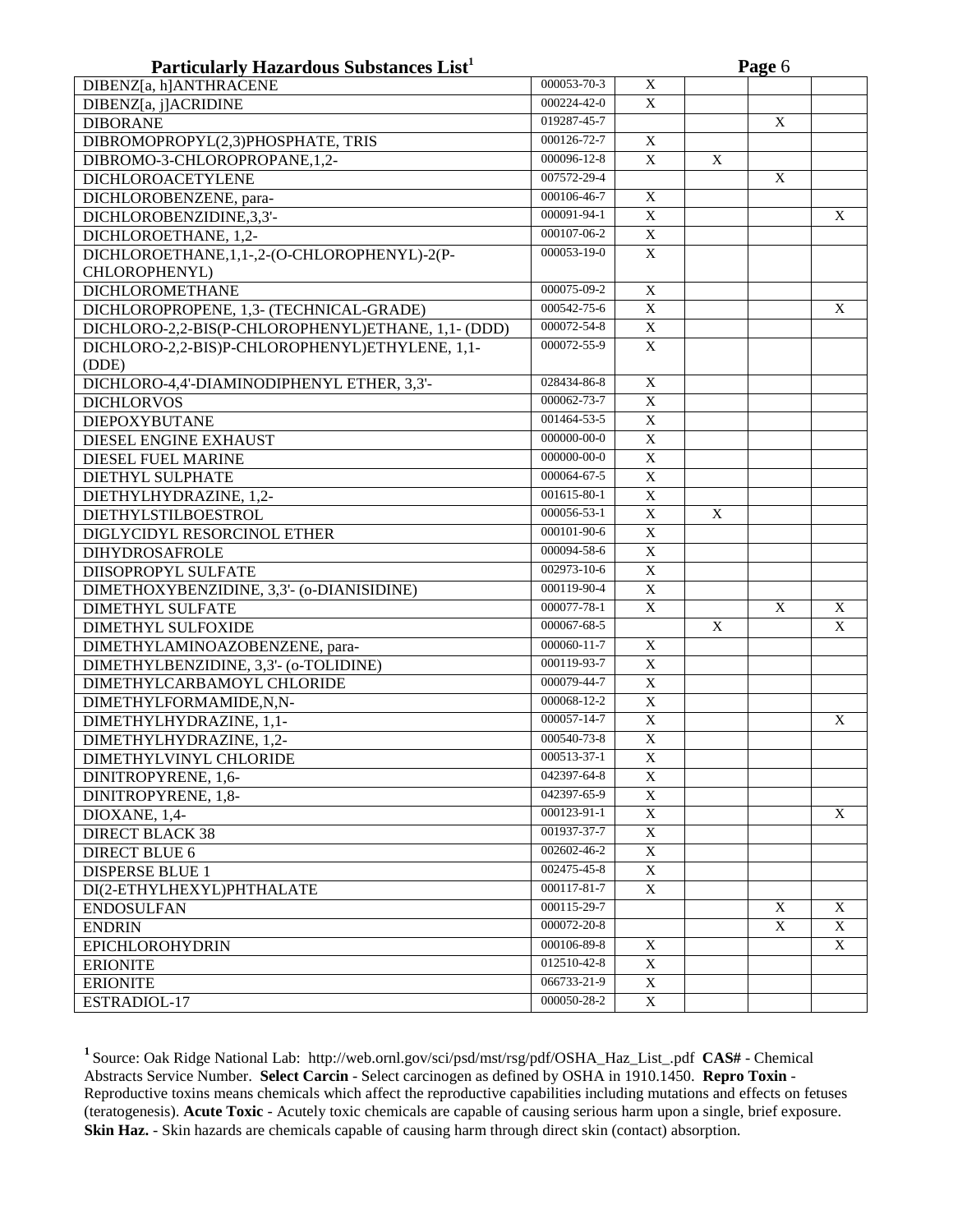## Particularly Hazardous Substances List[1]

| | | | | | |
|---|---|---|---|---|---|
| DIBENZ[a, h]ANTHRACENE | 000053-70-3 | X | | | |
| DIBENZ[a, j]ACRIDINE | 000224-42-0 | X | | | |
| DIBORANE | 019287-45-7 | | | X | |
| DIBROMOPROPYL(2,3)PHOSPHATE, TRIS | 000126-72-7 | X | | | |
| DIBROMO-3-CHLOROPROPANE,1,2- | 000096-12-8 | X | X | | |
| DICHLOROACETYLENE | 007572-29-4 | | | X | |
| DICHLOROBENZENE, para- | 000106-46-7 | X | | | |
| DICHLOROBENZIDINE,3,3'- | 000091-94-1 | X | | | X |
| DICHLOROETHANE, 1,2- | 000107-06-2 | X | | | |
| DICHLOROETHANE,1,1-,2-(O-CHLOROPHENYL)-2(P-CHLOROPHENYL) | 000053-19-0 | X | | | |
| DICHLOROMETHANE | 000075-09-2 | X | | | |
| DICHLOROPROPENE, 1,3- (TECHNICAL-GRADE) | 000542-75-6 | X | | | X |
| DICHLORO-2,2-BIS(P-CHLOROPHENYL)ETHANE, 1,1- (DDD) | 000072-54-8 | X | | | |
| DICHLORO-2,2-BIS)P-CHLOROPHENYL)ETHYLENE, 1,1-(DDE) | 000072-55-9 | X | | | |
| DICHLORO-4,4'-DIAMINODIPHENYL ETHER, 3,3'- | 028434-86-8 | X | | | |
| DICHLORVOS | 000062-73-7 | X | | | |
| DIEPOXYBUTANE | 001464-53-5 | X | | | |
| DIESEL ENGINE EXHAUST | 000000-00-0 | X | | | |
| DIESEL FUEL MARINE | 000000-00-0 | X | | | |
| DIETHYL SULPHATE | 000064-67-5 | X | | | |
| DIETHYLHYDRAZINE, 1,2- | 001615-80-1 | X | | | |
| DIETHYLSTILBOESTROL | 000056-53-1 | X | X | | |
| DIGLYCIDYL RESORCINOL ETHER | 000101-90-6 | X | | | |
| DIHYDROSAFROLE | 000094-58-6 | X | | | |
| DIISOPROPYL SULFATE | 002973-10-6 | X | | | |
| DIMETHOXYBENZIDINE, 3,3'- (o-DIANISIDINE) | 000119-90-4 | X | | | |
| DIMETHYL SULFATE | 000077-78-1 | X | | X | X |
| DIMETHYL SULFOXIDE | 000067-68-5 | | X | | X |
| DIMETHYLAMINOAZOBENZENE, para- | 000060-11-7 | X | | | |
| DIMETHYLBENZIDINE, 3,3'- (o-TOLIDINE) | 000119-93-7 | X | | | |
| DIMETHYLCARBAMOYL CHLORIDE | 000079-44-7 | X | | | |
| DIMETHYLFORMAMIDE,N,N- | 000068-12-2 | X | | | |
| DIMETHYLHYDRAZINE, 1,1- | 000057-14-7 | X | | | X |
| DIMETHYLHYDRAZINE, 1,2- | 000540-73-8 | X | | | |
| DIMETHYLVINYL CHLORIDE | 000513-37-1 | X | | | |
| DINITROPYRENE, 1,6- | 042397-64-8 | X | | | |
| DINITROPYRENE, 1,8- | 042397-65-9 | X | | | |
| DIOXANE, 1,4- | 000123-91-1 | X | | | X |
| DIRECT BLACK 38 | 001937-37-7 | X | | | |
| DIRECT BLUE 6 | 002602-46-2 | X | | | |
| DISPERSE BLUE 1 | 002475-45-8 | X | | | |
| DI(2-ETHYLHEXYL)PHTHALATE | 000117-81-7 | X | | | |
| ENDOSULFAN | 000115-29-7 | | | X | X |
| ENDRIN | 000072-20-8 | | | X | X |
| EPICHLOROHYDRIN | 000106-89-8 | X | | | X |
| ERIONITE | 012510-42-8 | X | | | |
| ERIONITE | 066733-21-9 | X | | | |
| ESTRADIOL-17 | 000050-28-2 | X | | | |

[1] Source: Oak Ridge National Lab: http://web.ornl.gov/sci/psd/mst/rsg/pdf/OSHA_Haz_List_.pdf **CAS#** - Chemical Abstracts Service Number. **Select Carcin** - Select carcinogen as defined by OSHA in 1910.1450. **Repro Toxin** - Reproductive toxins means chemicals which affect the reproductive capabilities including mutations and effects on fetuses (teratogenesis). **Acute Toxic** - Acutely toxic chemicals are capable of causing serious harm upon a single, brief exposure. **Skin Haz.** - Skin hazards are chemicals capable of causing harm through direct skin (contact) absorption.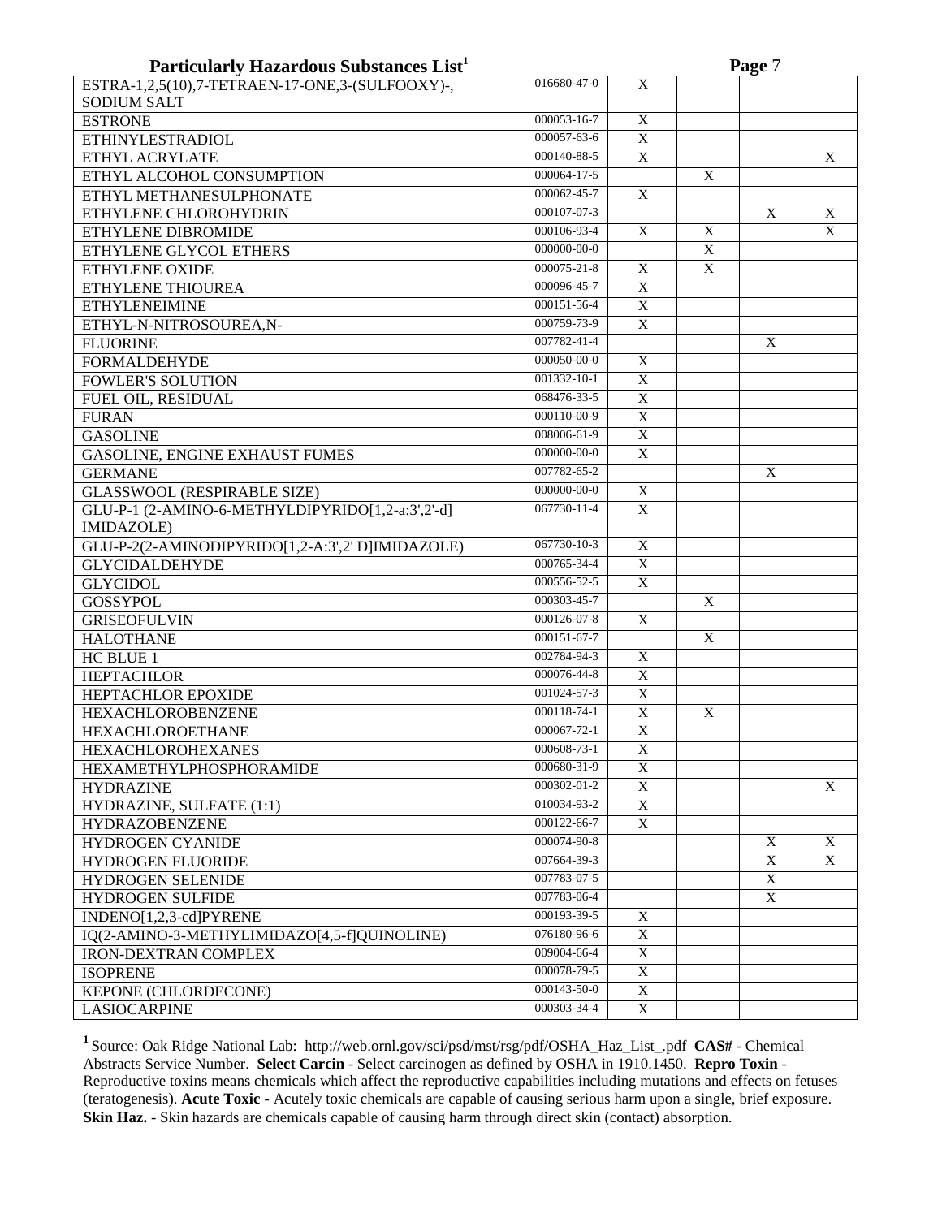## Particularly Hazardous Substances List[1]

| Chemical | CAS# | Select Carcin | Repro Toxin | Acute Toxic | Skin Haz. |
|---|---|---|---|---|---|
| ESTRA-1,2,5(10),7-TETRAEN-17-ONE,3-(SULFOOXY)-, SODIUM SALT | 016680-47-0 | X | | | |
| ESTRONE | 000053-16-7 | X | | | |
| ETHINYLESTRADIOL | 000057-63-6 | X | | | |
| ETHYL ACRYLATE | 000140-88-5 | X | | | X |
| ETHYL ALCOHOL CONSUMPTION | 000064-17-5 | | X | | |
| ETHYL METHANESULPHONATE | 000062-45-7 | X | | | |
| ETHYLENE CHLOROHYDRIN | 000107-07-3 | | | X | X |
| ETHYLENE DIBROMIDE | 000106-93-4 | X | X | | X |
| ETHYLENE GLYCOL ETHERS | 000000-00-0 | | X | | |
| ETHYLENE OXIDE | 000075-21-8 | X | X | | |
| ETHYLENE THIOUREA | 000096-45-7 | X | | | |
| ETHYLENEIMINE | 000151-56-4 | X | | | |
| ETHYL-N-NITROSOUREA,N- | 000759-73-9 | X | | | |
| FLUORINE | 007782-41-4 | | | X | |
| FORMALDEHYDE | 000050-00-0 | X | | | |
| FOWLER'S SOLUTION | 001332-10-1 | X | | | |
| FUEL OIL, RESIDUAL | 068476-33-5 | X | | | |
| FURAN | 000110-00-9 | X | | | |
| GASOLINE | 008006-61-9 | X | | | |
| GASOLINE, ENGINE EXHAUST FUMES | 000000-00-0 | X | | | |
| GERMANE | 007782-65-2 | | | X | |
| GLASSWOOL (RESPIRABLE SIZE) | 000000-00-0 | X | | | |
| GLU-P-1 (2-AMINO-6-METHYLDIPYRIDO[1,2-a:3',2'-d] IMIDAZOLE) | 067730-11-4 | X | | | |
| GLU-P-2(2-AMINODIPYRIDO[1,2-A:3',2' D]IMIDAZOLE) | 067730-10-3 | X | | | |
| GLYCIDALDEHYDE | 000765-34-4 | X | | | |
| GLYCIDOL | 000556-52-5 | X | | | |
| GOSSYPOL | 000303-45-7 | | X | | |
| GRISEOFULVIN | 000126-07-8 | X | | | |
| HALOTHANE | 000151-67-7 | | X | | |
| HC BLUE 1 | 002784-94-3 | X | | | |
| HEPTACHLOR | 000076-44-8 | X | | | |
| HEPTACHLOR EPOXIDE | 001024-57-3 | X | | | |
| HEXACHLOROBENZENE | 000118-74-1 | X | X | | |
| HEXACHLOROETHANE | 000067-72-1 | X | | | |
| HEXACHLOROHEXANES | 000608-73-1 | X | | | |
| HEXAMETHYLPHOSPHORAMIDE | 000680-31-9 | X | | | |
| HYDRAZINE | 000302-01-2 | X | | | X |
| HYDRAZINE, SULFATE (1:1) | 010034-93-2 | X | | | |
| HYDRAZOBENZENE | 000122-66-7 | X | | | |
| HYDROGEN CYANIDE | 000074-90-8 | | | X | X |
| HYDROGEN FLUORIDE | 007664-39-3 | | | X | X |
| HYDROGEN SELENIDE | 007783-07-5 | | | X | |
| HYDROGEN SULFIDE | 007783-06-4 | | | X | |
| INDENO[1,2,3-cd]PYRENE | 000193-39-5 | X | | | |
| IQ(2-AMINO-3-METHYLIMIDAZO[4,5-f]QUINOLINE) | 076180-96-6 | X | | | |
| IRON-DEXTRAN COMPLEX | 009004-66-4 | X | | | |
| ISOPRENE | 000078-79-5 | X | | | |
| KEPONE (CHLORDECONE) | 000143-50-0 | X | | | |
| LASIOCARPINE | 000303-34-4 | X | | | |

[1] Source: Oak Ridge National Lab: http://web.ornl.gov/sci/psd/mst/rsg/pdf/OSHA_Haz_List_.pdf **CAS#** - Chemical Abstracts Service Number. **Select Carcin** - Select carcinogen as defined by OSHA in 1910.1450. **Repro Toxin** - Reproductive toxins means chemicals which affect the reproductive capabilities including mutations and effects on fetuses (teratogenesis). **Acute Toxic** - Acutely toxic chemicals are capable of causing serious harm upon a single, brief exposure. **Skin Haz.** - Skin hazards are chemicals capable of causing harm through direct skin (contact) absorption.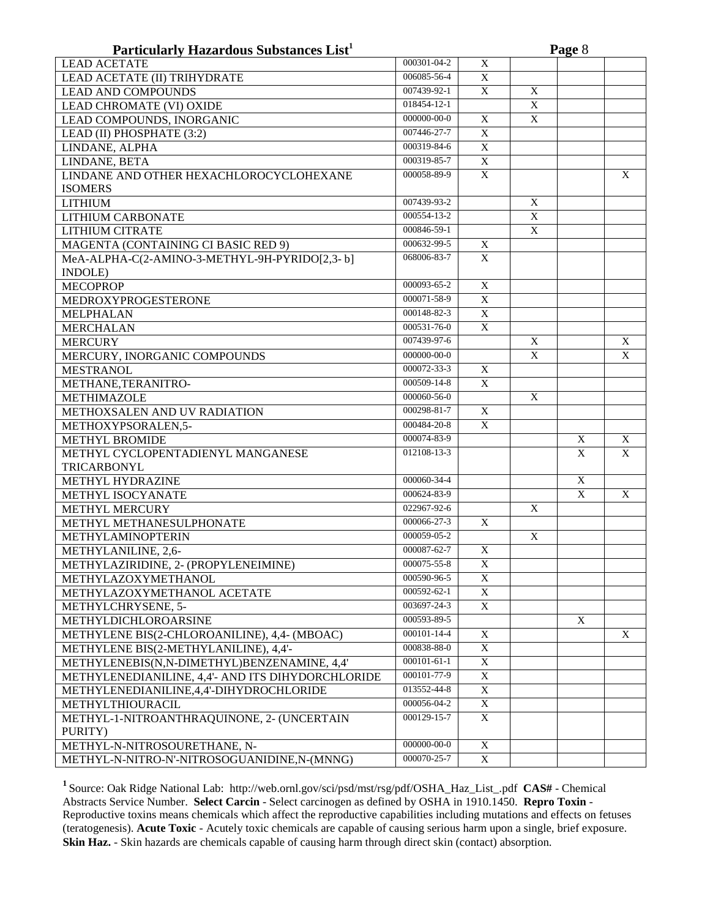**Particularly Hazardous Substances List[1]**

| Chemical Name | CAS# | Select Carcin | Repro Toxin | Acute Toxic | Skin Haz. |
|---|---|---|---|---|---|
| LEAD ACETATE | 000301-04-2 | X | | | |
| LEAD ACETATE (II) TRIHYDRATE | 006085-56-4 | X | | | |
| LEAD AND COMPOUNDS | 007439-92-1 | X | X | | |
| LEAD CHROMATE (VI) OXIDE | 018454-12-1 | | X | | |
| LEAD COMPOUNDS, INORGANIC | 000000-00-0 | X | X | | |
| LEAD (II) PHOSPHATE (3:2) | 007446-27-7 | X | | | |
| LINDANE, ALPHA | 000319-84-6 | X | | | |
| LINDANE, BETA | 000319-85-7 | X | | | |
| LINDANE AND OTHER HEXACHLOROCYCLOHEXANE ISOMERS | 000058-89-9 | X | | | X |
| LITHIUM | 007439-93-2 | | X | | |
| LITHIUM CARBONATE | 000554-13-2 | | X | | |
| LITHIUM CITRATE | 000846-59-1 | | X | | |
| MAGENTA (CONTAINING CI BASIC RED 9) | 000632-99-5 | X | | | |
| MeA-ALPHA-C(2-AMINO-3-METHYL-9H-PYRIDO[2,3- b] INDOLE) | 068006-83-7 | X | | | |
| MECOPROP | 000093-65-2 | X | | | |
| MEDROXYPROGESTERONE | 000071-58-9 | X | | | |
| MELPHALAN | 000148-82-3 | X | | | |
| MERCHALAN | 000531-76-0 | X | | | |
| MERCURY | 007439-97-6 | | X | | X |
| MERCURY, INORGANIC COMPOUNDS | 000000-00-0 | | X | | X |
| MESTRANOL | 000072-33-3 | X | | | |
| METHANE,TERANITRO- | 000509-14-8 | X | | | |
| METHIMAZOLE | 000060-56-0 | | X | | |
| METHOXSALEN AND UV RADIATION | 000298-81-7 | X | | | |
| METHOXYPSORALEN,5- | 000484-20-8 | X | | | |
| METHYL BROMIDE | 000074-83-9 | | | X | X |
| METHYL CYCLOPENTADIENYL MANGANESE TRICARBONYL | 012108-13-3 | | | X | X |
| METHYL HYDRAZINE | 000060-34-4 | | | X | |
| METHYL ISOCYANATE | 000624-83-9 | | | X | X |
| METHYL MERCURY | 022967-92-6 | | X | | |
| METHYL METHANESULPHONATE | 000066-27-3 | X | | | |
| METHYLAMINOPTERIN | 000059-05-2 | | X | | |
| METHYLANILINE, 2,6- | 000087-62-7 | X | | | |
| METHYLAZIRIDINE, 2- (PROPYLENEIMINE) | 000075-55-8 | X | | | |
| METHYLAZOXYMETHANOL | 000590-96-5 | X | | | |
| METHYLAZOXYMETHANOL ACETATE | 000592-62-1 | X | | | |
| METHYLCHRYSENE, 5- | 003697-24-3 | X | | | |
| METHYLDICHLOROARSINE | 000593-89-5 | | | X | |
| METHYLENE BIS(2-CHLOROANILINE), 4,4- (MBOAC) | 000101-14-4 | X | | | X |
| METHYLENE BIS(2-METHYLANILINE), 4,4'- | 000838-88-0 | X | | | |
| METHYLENEBIS(N,N-DIMETHYL)BENZENAMINE, 4,4' | 000101-61-1 | X | | | |
| METHYLENEDIANILINE, 4,4'- AND ITS DIHYDORCHLORIDE | 000101-77-9 | X | | | |
| METHYLENEDIANILINE,4,4'-DIHYDROCHLORIDE | 013552-44-8 | X | | | |
| METHYLTHIOURACIL | 000056-04-2 | X | | | |
| METHYL-1-NITROANTHRAQUINONE, 2- (UNCERTAIN PURITY) | 000129-15-7 | X | | | |
| METHYL-N-NITROSOURETHANE, N- | 000000-00-0 | X | | | |
| METHYL-N-NITRO-N'-NITROSOGUANIDINE,N-(MNNG) | 000070-25-7 | X | | | |

[1] Source: Oak Ridge National Lab: http://web.ornl.gov/sci/psd/mst/rsg/pdf/OSHA_Haz_List_.pdf **CAS#** - Chemical Abstracts Service Number. **Select Carcin** - Select carcinogen as defined by OSHA in 1910.1450. **Repro Toxin** - Reproductive toxins means chemicals which affect the reproductive capabilities including mutations and effects on fetuses (teratogenesis). **Acute Toxic** - Acutely toxic chemicals are capable of causing serious harm upon a single, brief exposure. **Skin Haz.** - Skin hazards are chemicals capable of causing harm through direct skin (contact) absorption.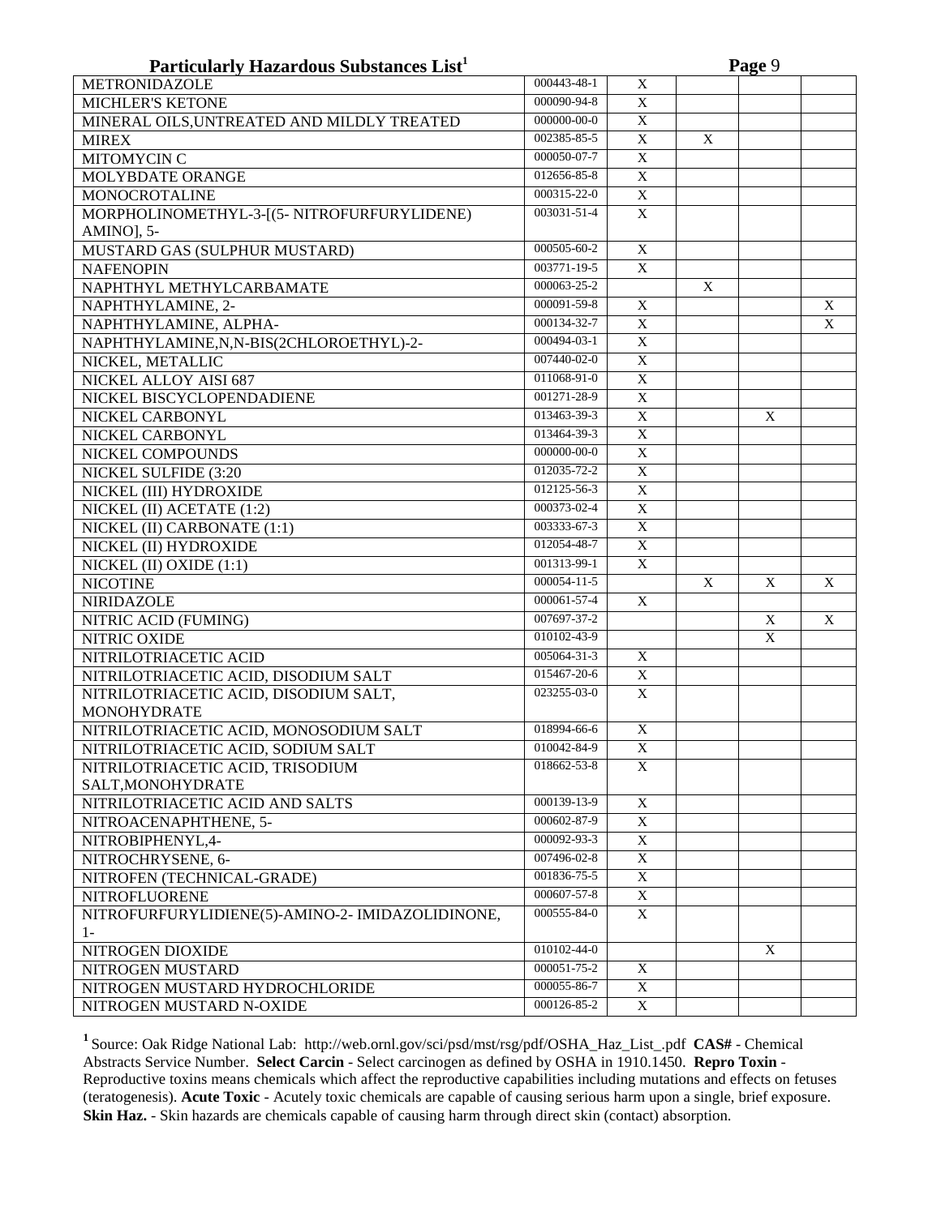## Particularly Hazardous Substances List[1]

| | CAS# | Select Carcin | Repro Toxin | Acute Toxic | Skin Haz. |
|---|---|---|---|---|---|
| METRONIDAZOLE | 000443-48-1 | X | | | |
| MICHLER'S KETONE | 000090-94-8 | X | | | |
| MINERAL OILS,UNTREATED AND MILDLY TREATED | 000000-00-0 | X | | | |
| MIREX | 002385-85-5 | X | X | | |
| MITOMYCIN C | 000050-07-7 | X | | | |
| MOLYBDATE ORANGE | 012656-85-8 | X | | | |
| MONOCROTALINE | 000315-22-0 | X | | | |
| MORPHOLINOMETHYL-3-[(5- NITROFURFURYLIDENE) AMINO], 5- | 003031-51-4 | X | | | |
| MUSTARD GAS (SULPHUR MUSTARD) | 000505-60-2 | X | | | |
| NAFENOPIN | 003771-19-5 | X | | | |
| NAPHTHYL METHYLCARBAMATE | 000063-25-2 | | X | | |
| NAPHTHYLAMINE, 2- | 000091-59-8 | X | | | X |
| NAPHTHYLAMINE, ALPHA- | 000134-32-7 | X | | | X |
| NAPHTHYLAMINE,N,N-BIS(2CHLOROETHYL)-2- | 000494-03-1 | X | | | |
| NICKEL, METALLIC | 007440-02-0 | X | | | |
| NICKEL ALLOY AISI 687 | 011068-91-0 | X | | | |
| NICKEL BISCYCLOPENDADIENE | 001271-28-9 | X | | | |
| NICKEL CARBONYL | 013463-39-3 | X | | X | |
| NICKEL CARBONYL | 013464-39-3 | X | | | |
| NICKEL COMPOUNDS | 000000-00-0 | X | | | |
| NICKEL SULFIDE (3:20 | 012035-72-2 | X | | | |
| NICKEL (III) HYDROXIDE | 012125-56-3 | X | | | |
| NICKEL (II) ACETATE (1:2) | 000373-02-4 | X | | | |
| NICKEL (II) CARBONATE (1:1) | 003333-67-3 | X | | | |
| NICKEL (II) HYDROXIDE | 012054-48-7 | X | | | |
| NICKEL (II) OXIDE (1:1) | 001313-99-1 | X | | | |
| NICOTINE | 000054-11-5 | | X | X | X |
| NIRIDAZOLE | 000061-57-4 | X | | | |
| NITRIC ACID (FUMING) | 007697-37-2 | | | X | X |
| NITRIC OXIDE | 010102-43-9 | | | X | |
| NITRILOTRIACETIC ACID | 005064-31-3 | X | | | |
| NITRILOTRIACETIC ACID, DISODIUM SALT | 015467-20-6 | X | | | |
| NITRILOTRIACETIC ACID, DISODIUM SALT, MONOHYDRATE | 023255-03-0 | X | | | |
| NITRILOTRIACETIC ACID, MONOSODIUM SALT | 018994-66-6 | X | | | |
| NITRILOTRIACETIC ACID, SODIUM SALT | 010042-84-9 | X | | | |
| NITRILOTRIACETIC ACID, TRISODIUM SALT,MONOHYDRATE | 018662-53-8 | X | | | |
| NITRILOTRIACETIC ACID AND SALTS | 000139-13-9 | X | | | |
| NITROACENAPHTHENE, 5- | 000602-87-9 | X | | | |
| NITROBIPHENYL,4- | 000092-93-3 | X | | | |
| NITROCHRYSENE, 6- | 007496-02-8 | X | | | |
| NITROFEN (TECHNICAL-GRADE) | 001836-75-5 | X | | | |
| NITROFLUORENE | 000607-57-8 | X | | | |
| NITROFURFURYLIDIENE(5)-AMINO-2- IMIDAZOLIDINONE, 1- | 000555-84-0 | X | | | |
| NITROGEN DIOXIDE | 010102-44-0 | | | X | |
| NITROGEN MUSTARD | 000051-75-2 | X | | | |
| NITROGEN MUSTARD HYDROCHLORIDE | 000055-86-7 | X | | | |
| NITROGEN MUSTARD N-OXIDE | 000126-85-2 | X | | | |

[1] Source: Oak Ridge National Lab: http://web.ornl.gov/sci/psd/mst/rsg/pdf/OSHA_Haz_List_.pdf **CAS#** - Chemical Abstracts Service Number. **Select Carcin** - Select carcinogen as defined by OSHA in 1910.1450. **Repro Toxin** - Reproductive toxins means chemicals which affect the reproductive capabilities including mutations and effects on fetuses (teratogenesis). **Acute Toxic** - Acutely toxic chemicals are capable of causing serious harm upon a single, brief exposure. **Skin Haz.** - Skin hazards are chemicals capable of causing harm through direct skin (contact) absorption.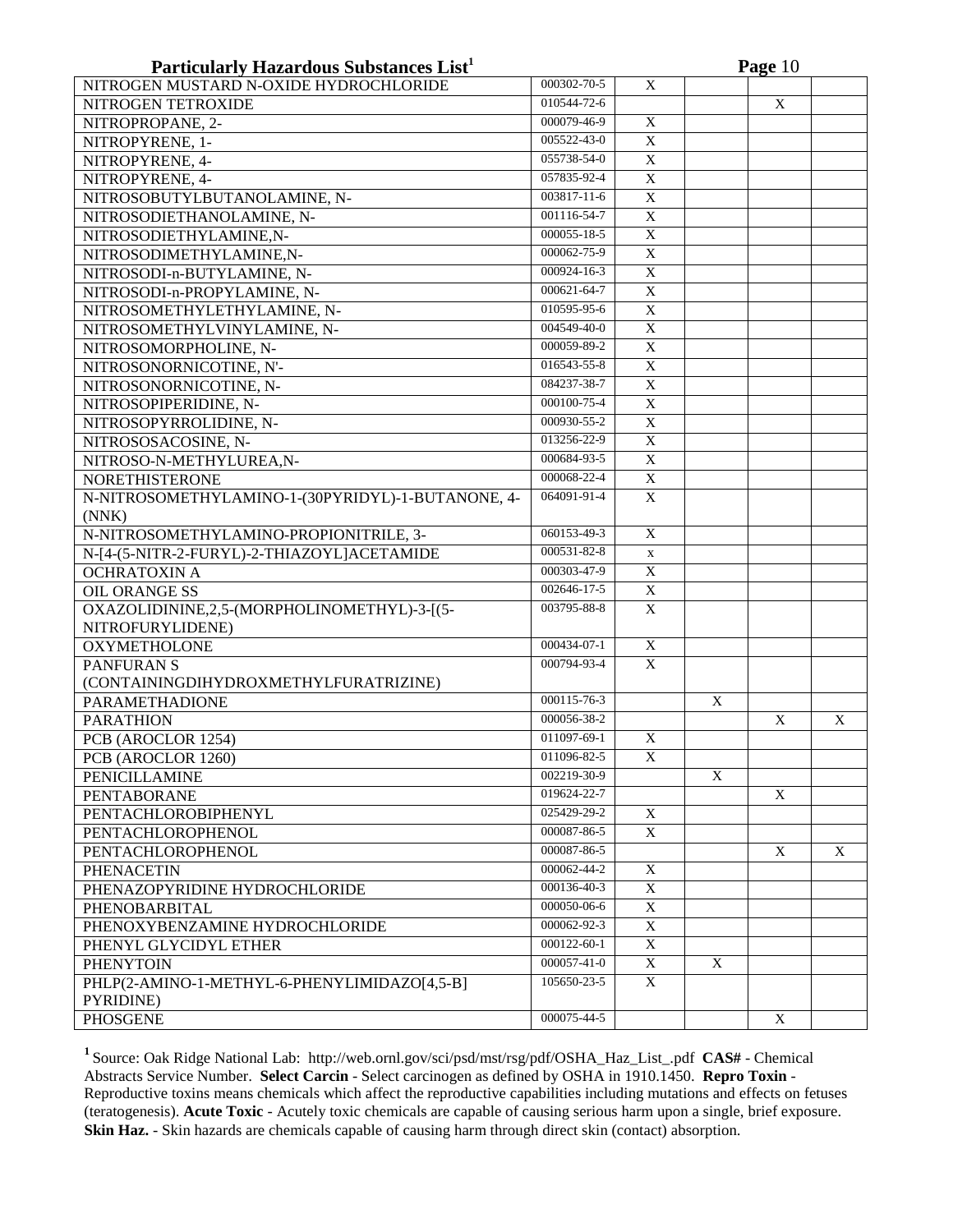## Particularly Hazardous Substances List[1]

| Chemical | CAS# | Select Carcin | Repro Toxin | Acute Toxic | Skin Haz. |
|---|---|---|---|---|---|
| NITROGEN MUSTARD N-OXIDE HYDROCHLORIDE | 000302-70-5 | X | | | |
| NITROGEN TETROXIDE | 010544-72-6 | | | X | |
| NITROPROPANE, 2- | 000079-46-9 | X | | | |
| NITROPYRENE, 1- | 005522-43-0 | X | | | |
| NITROPYRENE, 4- | 055738-54-0 | X | | | |
| NITROPYRENE, 4- | 057835-92-4 | X | | | |
| NITROSOBUTYLBUTANOLAMINE, N- | 003817-11-6 | X | | | |
| NITROSODIETHANOLAMINE, N- | 001116-54-7 | X | | | |
| NITROSODIETHYLAMINE,N- | 000055-18-5 | X | | | |
| NITROSODIMETHYLAMINE,N- | 000062-75-9 | X | | | |
| NITROSODI-n-BUTYLAMINE, N- | 000924-16-3 | X | | | |
| NITROSODI-n-PROPYLAMINE, N- | 000621-64-7 | X | | | |
| NITROSOMETHYLETHYLAMINE, N- | 010595-95-6 | X | | | |
| NITROSOMETHYLVINYLAMINE, N- | 004549-40-0 | X | | | |
| NITROSOMORPHOLINE, N- | 000059-89-2 | X | | | |
| NITROSONORNICOTINE, N'- | 016543-55-8 | X | | | |
| NITROSONORNICOTINE, N- | 084237-38-7 | X | | | |
| NITROSOPIPERIDINE, N- | 000100-75-4 | X | | | |
| NITROSOPYRROLIDINE, N- | 000930-55-2 | X | | | |
| NITROSOSACOSINE, N- | 013256-22-9 | X | | | |
| NITROSO-N-METHYLUREA,N- | 000684-93-5 | X | | | |
| NORETHISTERONE | 000068-22-4 | X | | | |
| N-NITROSOMETHYLAMINO-1-(30PYRIDYL)-1-BUTANONE, 4- (NNK) | 064091-91-4 | X | | | |
| N-NITROSOMETHYLAMINO-PROPIONITRILE, 3- | 060153-49-3 | X | | | |
| N-[4-(5-NITR-2-FURYL)-2-THIAZOYL]ACETAMIDE | 000531-82-8 | x | | | |
| OCHRATOXIN A | 000303-47-9 | X | | | |
| OIL ORANGE SS | 002646-17-5 | X | | | |
| OXAZOLIDININE,2,5-(MORPHOLINOMETHYL)-3-[(5-NITROFURYLIDENE) | 003795-88-8 | X | | | |
| OXYMETHOLONE | 000434-07-1 | X | | | |
| PANFURAN S (CONTAININGDIHYDROXMETHYLFURATRIZINE) | 000794-93-4 | X | | | |
| PARAMETHADIONE | 000115-76-3 | | X | | |
| PARATHION | 000056-38-2 | | | X | X |
| PCB (AROCLOR 1254) | 011097-69-1 | X | | | |
| PCB (AROCLOR 1260) | 011096-82-5 | X | | | |
| PENICILLAMINE | 002219-30-9 | | X | | |
| PENTABORANE | 019624-22-7 | | | X | |
| PENTACHLOROBIPHENYL | 025429-29-2 | X | | | |
| PENTACHLOROPHENOL | 000087-86-5 | X | | | |
| PENTACHLOROPHENOL | 000087-86-5 | | | X | X |
| PHENACETIN | 000062-44-2 | X | | | |
| PHENAZOPYRIDINE HYDROCHLORIDE | 000136-40-3 | X | | | |
| PHENOBARBITAL | 000050-06-6 | X | | | |
| PHENOXYBENZAMINE HYDROCHLORIDE | 000062-92-3 | X | | | |
| PHENYL GLYCIDYL ETHER | 000122-60-1 | X | | | |
| PHENYTOIN | 000057-41-0 | X | X | | |
| PHLP(2-AMINO-1-METHYL-6-PHENYLIMIDAZO[4,5-B] PYRIDINE) | 105650-23-5 | X | | | |
| PHOSGENE | 000075-44-5 | | | X | |

[1] Source: Oak Ridge National Lab: http://web.ornl.gov/sci/psd/mst/rsg/pdf/OSHA_Haz_List_.pdf **CAS#** - Chemical Abstracts Service Number. **Select Carcin** - Select carcinogen as defined by OSHA in 1910.1450. **Repro Toxin** - Reproductive toxins means chemicals which affect the reproductive capabilities including mutations and effects on fetuses (teratogenesis). **Acute Toxic** - Acutely toxic chemicals are capable of causing serious harm upon a single, brief exposure. **Skin Haz.** - Skin hazards are chemicals capable of causing harm through direct skin (contact) absorption.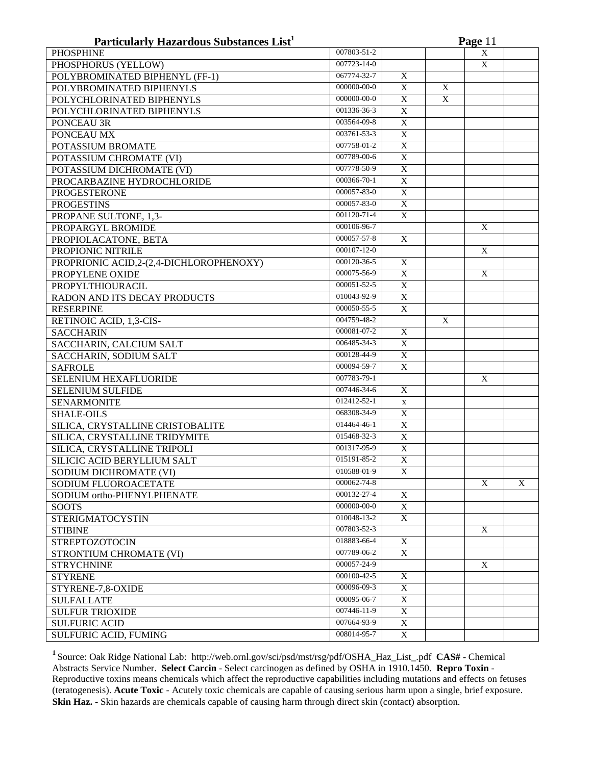## Particularly Hazardous Substances List[1]

| | | | | | |
|---|---|---|---|---|---|
| PHOSPHINE | 007803-51-2 | | | X | |
| PHOSPHORUS (YELLOW) | 007723-14-0 | | | X | |
| POLYBROMINATED BIPHENYL (FF-1) | 067774-32-7 | X | | | |
| POLYBROMINATED BIPHENYLS | 000000-00-0 | X | X | | |
| POLYCHLORINATED BIPHENYLS | 000000-00-0 | X | X | | |
| POLYCHLORINATED BIPHENYLS | 001336-36-3 | X | | | |
| PONCEAU 3R | 003564-09-8 | X | | | |
| PONCEAU MX | 003761-53-3 | X | | | |
| POTASSIUM BROMATE | 007758-01-2 | X | | | |
| POTASSIUM CHROMATE (VI) | 007789-00-6 | X | | | |
| POTASSIUM DICHROMATE (VI) | 007778-50-9 | X | | | |
| PROCARBAZINE HYDROCHLORIDE | 000366-70-1 | X | | | |
| PROGESTERONE | 000057-83-0 | X | | | |
| PROGESTINS | 000057-83-0 | X | | | |
| PROPANE SULTONE, 1,3- | 001120-71-4 | X | | | |
| PROPARGYL BROMIDE | 000106-96-7 | | | X | |
| PROPIOLACATONE, BETA | 000057-57-8 | X | | | |
| PROPIONIC NITRILE | 000107-12-0 | | | X | |
| PROPRIONIC ACID,2-(2,4-DICHLOROPHENOXY) | 000120-36-5 | X | | | |
| PROPYLENE OXIDE | 000075-56-9 | X | | X | |
| PROPYLTHIOURACIL | 000051-52-5 | X | | | |
| RADON AND ITS DECAY PRODUCTS | 010043-92-9 | X | | | |
| RESERPINE | 000050-55-5 | X | | | |
| RETINOIC ACID, 1,3-CIS- | 004759-48-2 | | X | | |
| SACCHARIN | 000081-07-2 | X | | | |
| SACCHARIN, CALCIUM SALT | 006485-34-3 | X | | | |
| SACCHARIN, SODIUM SALT | 000128-44-9 | X | | | |
| SAFROLE | 000094-59-7 | X | | | |
| SELENIUM HEXAFLUORIDE | 007783-79-1 | | | X | |
| SELENIUM SULFIDE | 007446-34-6 | X | | | |
| SENARMONITE | 012412-52-1 | x | | | |
| SHALE-OILS | 068308-34-9 | X | | | |
| SILICA, CRYSTALLINE CRISTOBALITE | 014464-46-1 | X | | | |
| SILICA, CRYSTALLINE TRIDYMITE | 015468-32-3 | X | | | |
| SILICA, CRYSTALLINE TRIPOLI | 001317-95-9 | X | | | |
| SILICIC ACID BERYLLIUM SALT | 015191-85-2 | X | | | |
| SODIUM DICHROMATE (VI) | 010588-01-9 | X | | | |
| SODIUM FLUOROACETATE | 000062-74-8 | | | X | X |
| SODIUM ortho-PHENYLPHENATE | 000132-27-4 | X | | | |
| SOOTS | 000000-00-0 | X | | | |
| STERIGMATOCYSTIN | 010048-13-2 | X | | | |
| STIBINE | 007803-52-3 | | | X | |
| STREPTOZOTOCIN | 018883-66-4 | X | | | |
| STRONTIUM CHROMATE (VI) | 007789-06-2 | X | | | |
| STRYCHNINE | 000057-24-9 | | | X | |
| STYRENE | 000100-42-5 | X | | | |
| STYRENE-7,8-OXIDE | 000096-09-3 | X | | | |
| SULFALLATE | 000095-06-7 | X | | | |
| SULFUR TRIOXIDE | 007446-11-9 | X | | | |
| SULFURIC ACID | 007664-93-9 | X | | | |
| SULFURIC ACID, FUMING | 008014-95-7 | X | | | |

[1] Source: Oak Ridge National Lab: http://web.ornl.gov/sci/psd/mst/rsg/pdf/OSHA_Haz_List_.pdf **CAS#** - Chemical Abstracts Service Number. **Select Carcin** - Select carcinogen as defined by OSHA in 1910.1450. **Repro Toxin** - Reproductive toxins means chemicals which affect the reproductive capabilities including mutations and effects on fetuses (teratogenesis). **Acute Toxic** - Acutely toxic chemicals are capable of causing serious harm upon a single, brief exposure. **Skin Haz.** - Skin hazards are chemicals capable of causing harm through direct skin (contact) absorption.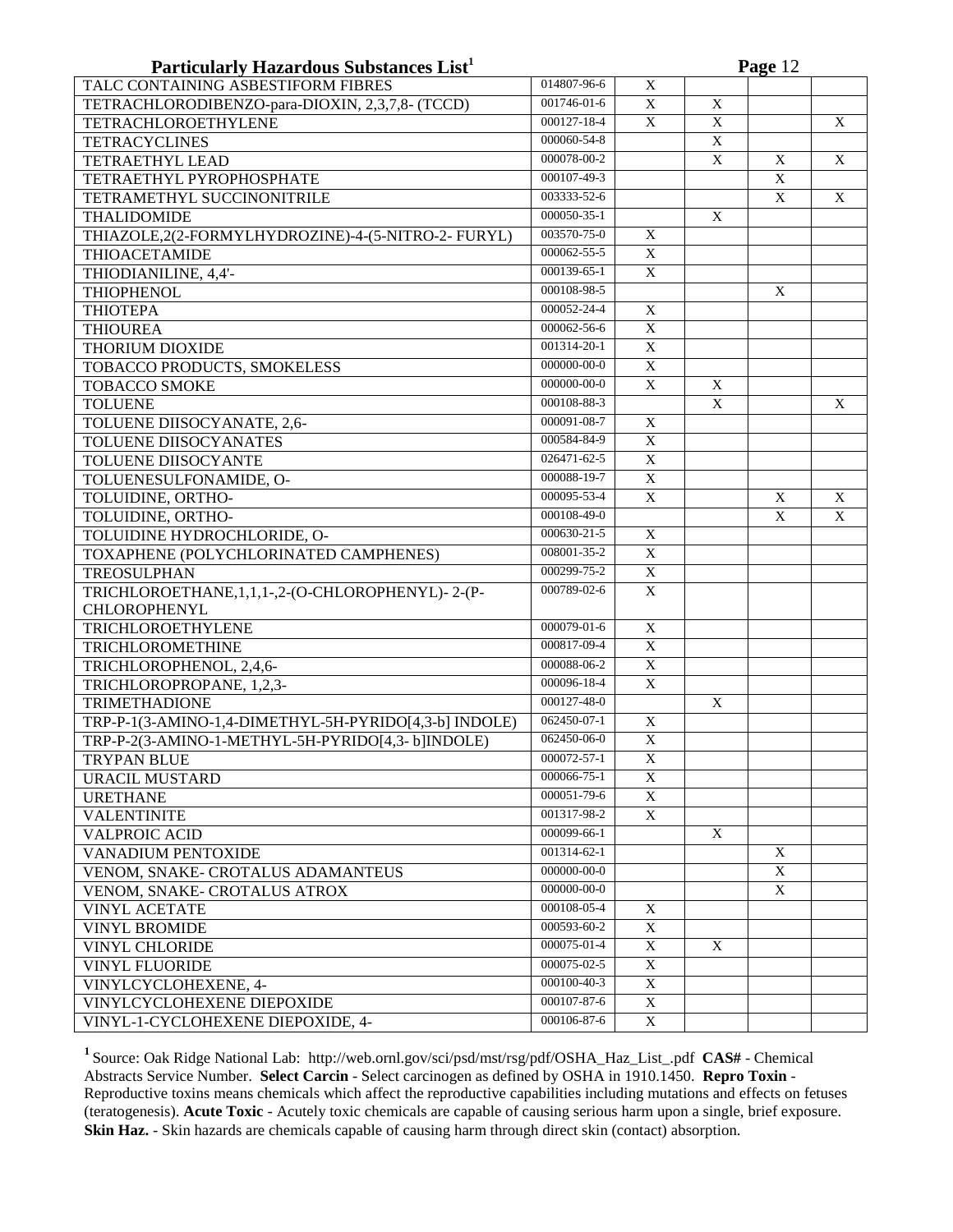**Particularly Hazardous Substances List[1]**

| | | | | | |
|---|---|---|---|---|---|
| TALC CONTAINING ASBESTIFORM FIBRES | 014807-96-6 | X | | | |
| TETRACHLORODIBENZO-para-DIOXIN, 2,3,7,8- (TCCD) | 001746-01-6 | X | X | | |
| TETRACHLOROETHYLENE | 000127-18-4 | X | X | | X |
| TETRACYCLINES | 000060-54-8 | | X | | |
| TETRAETHYL LEAD | 000078-00-2 | | X | X | X |
| TETRAETHYL PYROPHOSPHATE | 000107-49-3 | | | X | |
| TETRAMETHYL SUCCINONITRILE | 003333-52-6 | | | X | X |
| THALIDOMIDE | 000050-35-1 | | X | | |
| THIAZOLE,2(2-FORMYLHYDROZINE)-4-(5-NITRO-2- FURYL) | 003570-75-0 | X | | | |
| THIOACETAMIDE | 000062-55-5 | X | | | |
| THIODIANILINE, 4,4'- | 000139-65-1 | X | | | |
| THIOPHENOL | 000108-98-5 | | | X | |
| THIOTEPA | 000052-24-4 | X | | | |
| THIOUREA | 000062-56-6 | X | | | |
| THORIUM DIOXIDE | 001314-20-1 | X | | | |
| TOBACCO PRODUCTS, SMOKELESS | 000000-00-0 | X | | | |
| TOBACCO SMOKE | 000000-00-0 | X | X | | |
| TOLUENE | 000108-88-3 | | X | | X |
| TOLUENE DIISOCYANATE, 2,6- | 000091-08-7 | X | | | |
| TOLUENE DIISOCYANATES | 000584-84-9 | X | | | |
| TOLUENE DIISOCYANTE | 026471-62-5 | X | | | |
| TOLUENESULFONAMIDE, O- | 000088-19-7 | X | | | |
| TOLUIDINE, ORTHO- | 000095-53-4 | X | | X | X |
| TOLUIDINE, ORTHO- | 000108-49-0 | | | X | X |
| TOLUIDINE HYDROCHLORIDE, O- | 000630-21-5 | X | | | |
| TOXAPHENE (POLYCHLORINATED CAMPHENES) | 008001-35-2 | X | | | |
| TREOSULPHAN | 000299-75-2 | X | | | |
| TRICHLOROETHANE,1,1,1-,2-(O-CHLOROPHENYL)- 2-(P-CHLOROPHENYL | 000789-02-6 | X | | | |
| TRICHLOROETHYLENE | 000079-01-6 | X | | | |
| TRICHLOROMETHINE | 000817-09-4 | X | | | |
| TRICHLOROPHENOL, 2,4,6- | 000088-06-2 | X | | | |
| TRICHLOROPROPANE, 1,2,3- | 000096-18-4 | X | | | |
| TRIMETHADIONE | 000127-48-0 | | X | | |
| TRP-P-1(3-AMINO-1,4-DIMETHYL-5H-PYRIDO[4,3-b] INDOLE) | 062450-07-1 | X | | | |
| TRP-P-2(3-AMINO-1-METHYL-5H-PYRIDO[4,3- b]INDOLE) | 062450-06-0 | X | | | |
| TRYPAN BLUE | 000072-57-1 | X | | | |
| URACIL MUSTARD | 000066-75-1 | X | | | |
| URETHANE | 000051-79-6 | X | | | |
| VALENTINITE | 001317-98-2 | X | | | |
| VALPROIC ACID | 000099-66-1 | | X | | |
| VANADIUM PENTOXIDE | 001314-62-1 | | | X | |
| VENOM, SNAKE- CROTALUS ADAMANTEUS | 000000-00-0 | | | X | |
| VENOM, SNAKE- CROTALUS ATROX | 000000-00-0 | | | X | |
| VINYL ACETATE | 000108-05-4 | X | | | |
| VINYL BROMIDE | 000593-60-2 | X | | | |
| VINYL CHLORIDE | 000075-01-4 | X | X | | |
| VINYL FLUORIDE | 000075-02-5 | X | | | |
| VINYLCYCLOHEXENE, 4- | 000100-40-3 | X | | | |
| VINYLCYCLOHEXENE DIEPOXIDE | 000107-87-6 | X | | | |
| VINYL-1-CYCLOHEXENE DIEPOXIDE, 4- | 000106-87-6 | X | | | |

[1] Source: Oak Ridge National Lab: http://web.ornl.gov/sci/psd/mst/rsg/pdf/OSHA_Haz_List_.pdf **CAS#** - Chemical Abstracts Service Number. **Select Carcin** - Select carcinogen as defined by OSHA in 1910.1450. **Repro Toxin** - Reproductive toxins means chemicals which affect the reproductive capabilities including mutations and effects on fetuses (teratogenesis). **Acute Toxic** - Acutely toxic chemicals are capable of causing serious harm upon a single, brief exposure. **Skin Haz.** - Skin hazards are chemicals capable of causing harm through direct skin (contact) absorption.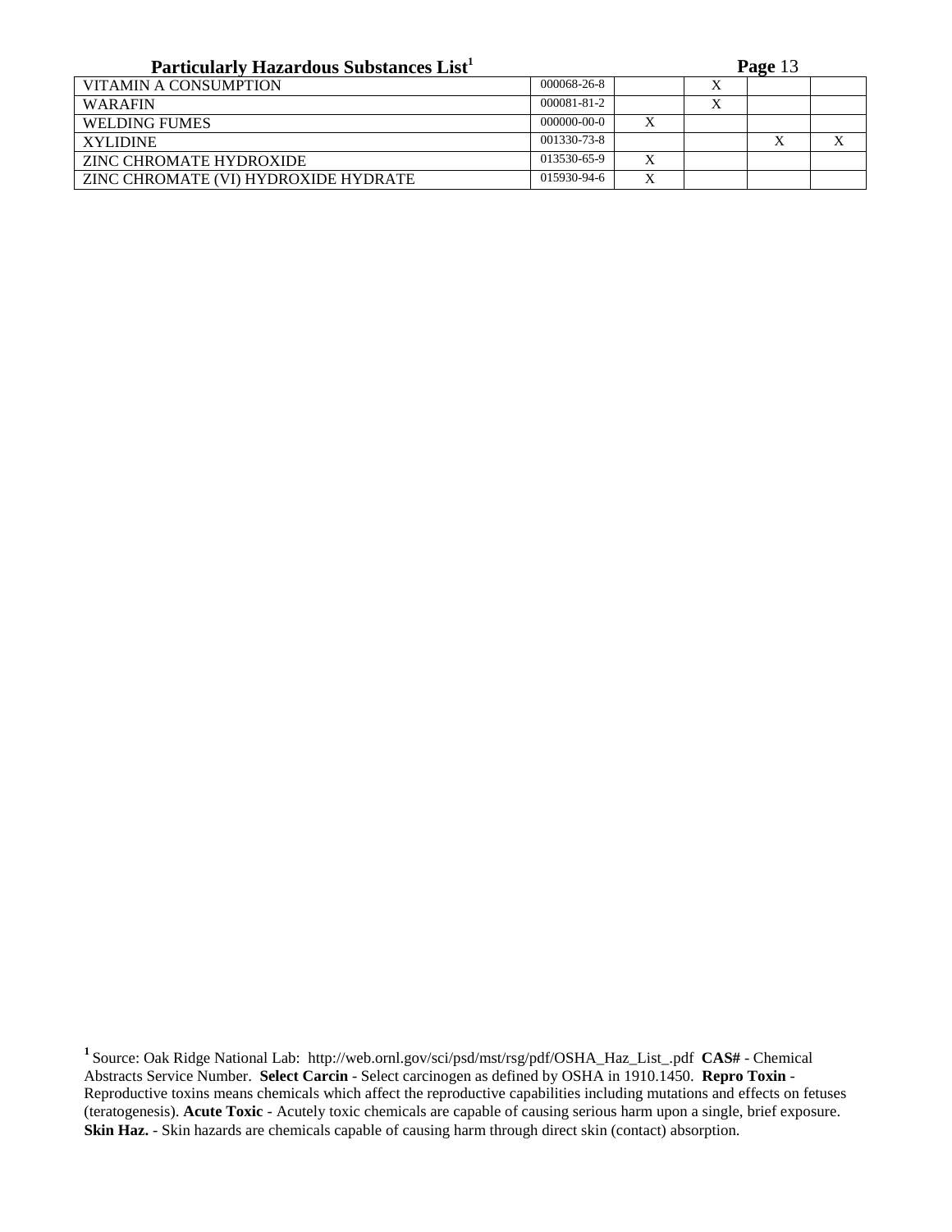## Particularly Hazardous Substances List[1]

| | | | | | |
|---|---|---|---|---|---|
| VITAMIN A CONSUMPTION | 000068-26-8 | | X | | |
| WARAFIN | 000081-81-2 | | X | | |
| WELDING FUMES | 000000-00-0 | X | | | |
| XYLIDINE | 001330-73-8 | | | X | X |
| ZINC CHROMATE HYDROXIDE | 013530-65-9 | X | | | |
| ZINC CHROMATE (VI) HYDROXIDE HYDRATE | 015930-94-6 | X | | | |

[1] Source: Oak Ridge National Lab: http://web.ornl.gov/sci/psd/mst/rsg/pdf/OSHA_Haz_List_.pdf **CAS#** - Chemical Abstracts Service Number. **Select Carcin** - Select carcinogen as defined by OSHA in 1910.1450. **Repro Toxin** - Reproductive toxins means chemicals which affect the reproductive capabilities including mutations and effects on fetuses (teratogenesis). **Acute Toxic** - Acutely toxic chemicals are capable of causing serious harm upon a single, brief exposure. **Skin Haz.** - Skin hazards are chemicals capable of causing harm through direct skin (contact) absorption.